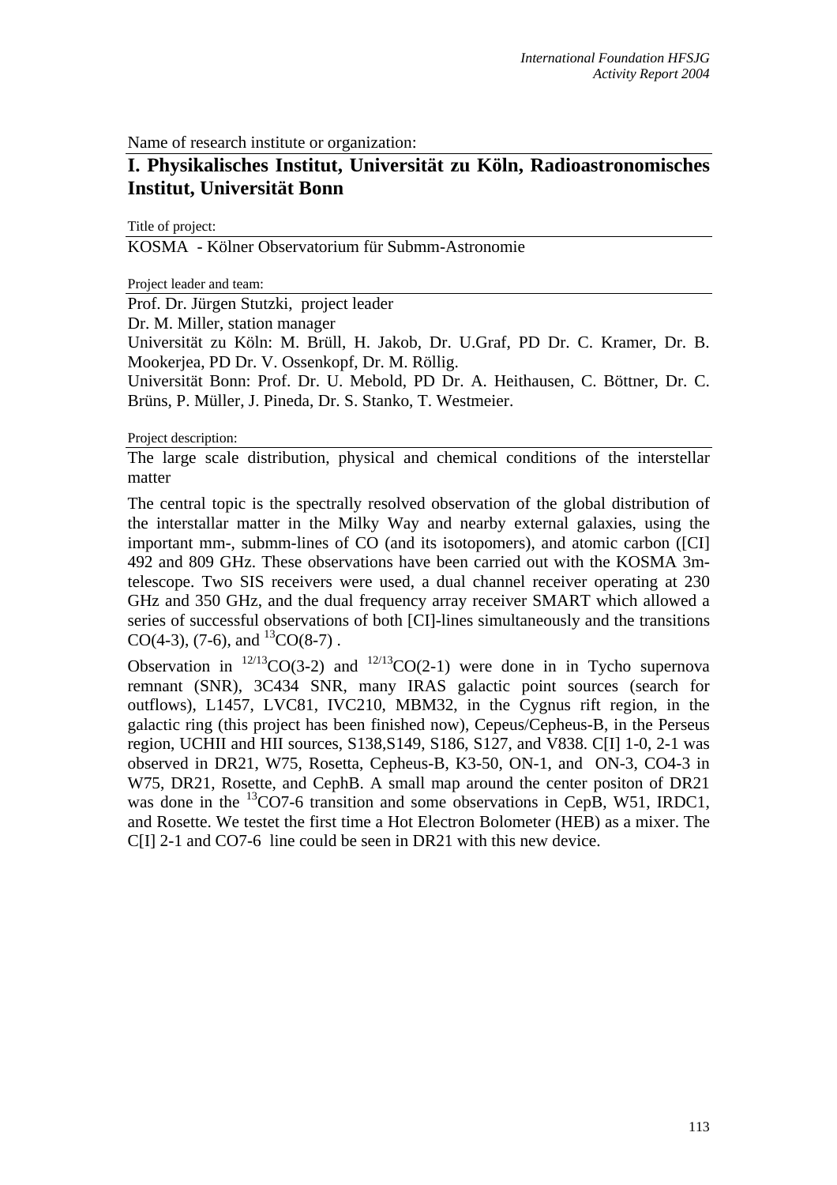Name of research institute or organization:

# I. Physikalisches Institut, Universität zu Köln, Radioastronomisches Institut, Universität Bonn

Title of project:

KOSMA - Kölner Observatorium für Submm-Astronomie

Project leader and team:

Prof. Dr. Jürgen Stutzki, project leader

Dr. M. Miller, station manager

Universität zu Köln: M. Brüll, H. Jakob, Dr. U.Graf, PD Dr. C. Kramer, Dr. B. Mookerjea, PD Dr. V. Ossenkopf, Dr. M. Röllig.

Universität Bonn: Prof. Dr. U. Mebold, PD Dr. A. Heithausen, C. Böttner, Dr. C. Brüns, P. Müller, J. Pineda, Dr. S. Stanko, T. Westmeier.

Project description:

The large scale distribution, physical and chemical conditions of the interstellar matter

The central topic is the spectrally resolved observation of the global distribution of the interstallar matter in the Milky Way and nearby external galaxies, using the important mm-, submm-lines of CO (and its isotopomers), and atomic carbon ([CI] 492 and 809 GHz. These observations have been carried out with the KOSMA 3m-telescope. Two SIS receivers were used, a dual channel receiver operating at 230 GHz and 350 GHz, and the dual frequency array receiver SMART which allowed a series of successful observations of both [CI]-lines simultaneously and the transitions CO(4-3), (7-6), and $^{13}$CO(8-7) .

Observation in $^{12/13}$CO(3-2) and $^{12/13}$CO(2-1) were done in in Tycho supernova remnant (SNR), 3C434 SNR, many IRAS galactic point sources (search for outflows), L1457, LVC81, IVC210, MBM32, in the Cygnus rift region, in the galactic ring (this project has been finished now), Cepeus/Cepheus-B, in the Perseus region, UCHII and HII sources, S138,S149, S186, S127, and V838. C[I] 1-0, 2-1 was observed in DR21, W75, Rosetta, Cepheus-B, K3-50, ON-1, and ON-3, CO4-3 in W75, DR21, Rosette, and CephB. A small map around the center positon of DR21 was done in the $^{13}$CO7-6 transition and some observations in CepB, W51, IRDC1, and Rosette. We testet the first time a Hot Electron Bolometer (HEB) as a mixer. The C[I] 2-1 and CO7-6 line could be seen in DR21 with this new device.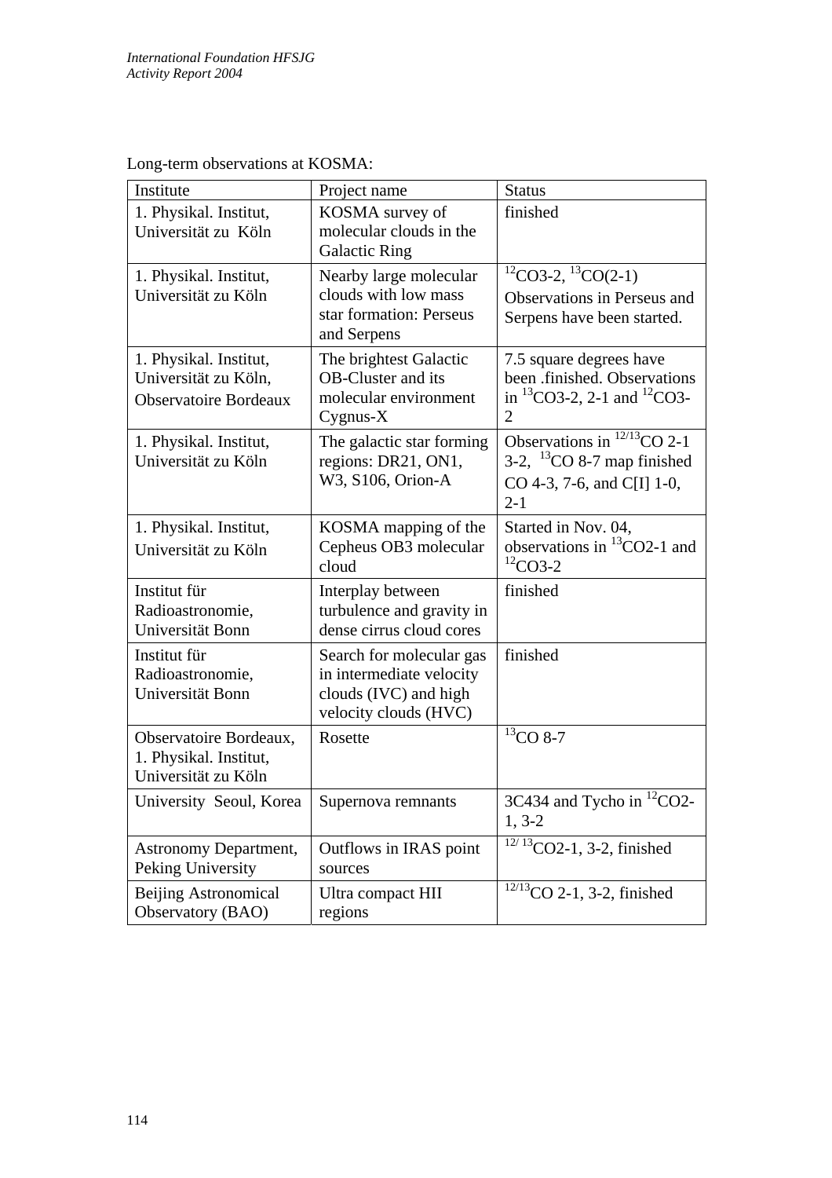Long-term observations at KOSMA:

| Institute | Project name | Status |
|---|---|---|
| 1. Physikal. Institut, Universität zu Köln | KOSMA survey of molecular clouds in the Galactic Ring | finished |
| 1. Physikal. Institut, Universität zu Köln | Nearby large molecular clouds with low mass star formation: Perseus and Serpens | $^{12}$CO3-2, $^{13}$CO(2-1) Observations in Perseus and Serpens have been started. |
| 1. Physikal. Institut, Universität zu Köln, Observatoire Bordeaux | The brightest Galactic OB-Cluster and its molecular environment Cygnus-X | 7.5 square degrees have been .finished. Observations in $^{13}$CO3-2, 2-1 and $^{12}$CO3-2 |
| 1. Physikal. Institut, Universität zu Köln | The galactic star forming regions: DR21, ON1, W3, S106, Orion-A | Observations in $^{12/13}$CO 2-1 3-2, $^{13}$CO 8-7 map finished CO 4-3, 7-6, and C[I] 1-0, 2-1 |
| 1. Physikal. Institut, Universität zu Köln | KOSMA mapping of the Cepheus OB3 molecular cloud | Started in Nov. 04, observations in $^{13}$CO2-1 and $^{12}$CO3-2 |
| Institut für Radioastronomie, Universität Bonn | Interplay between turbulence and gravity in dense cirrus cloud cores | finished |
| Institut für Radioastronomie, Universität Bonn | Search for molecular gas in intermediate velocity clouds (IVC) and high velocity clouds (HVC) | finished |
| Observatoire Bordeaux, 1. Physikal. Institut, Universität zu Köln | Rosette | $^{13}$CO 8-7 |
| University Seoul, Korea | Supernova remnants | 3C434 and Tycho in $^{12}$CO2-1, 3-2 |
| Astronomy Department, Peking University | Outflows in IRAS point sources | $^{12/13}$CO2-1, 3-2, finished |
| Beijing Astronomical Observatory (BAO) | Ultra compact HII regions | $^{12/13}$CO 2-1, 3-2, finished |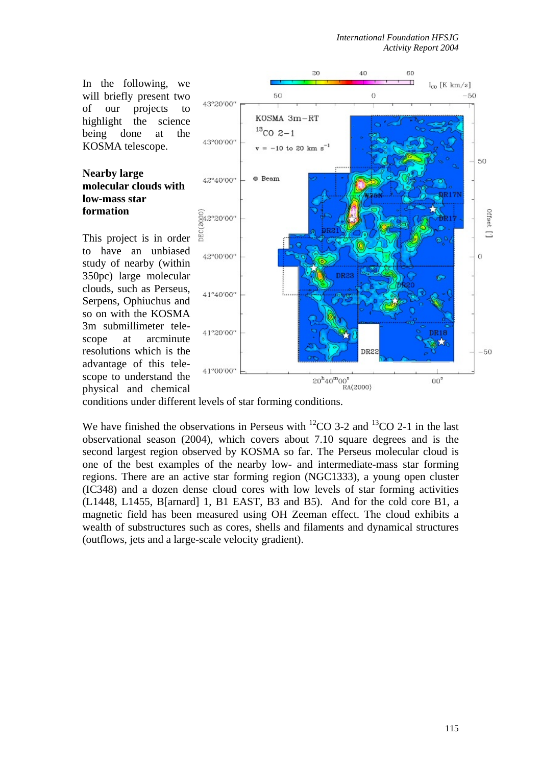In the following, we will briefly present two of our projects to highlight the science being done at the KOSMA telescope.

### Nearby large molecular clouds with low-mass star formation

This project is in order to have an unbiased study of nearby (within 350pc) large molecular clouds, such as Perseus, Serpens, Ophiuchus and so on with the KOSMA 3m submillimeter telescope at arcminute resolutions which is the advantage of this telescope to understand the physical and chemical conditions under different levels of star forming conditions.

We have finished the observations in Perseus with $^{12}CO$ 3-2 and $^{13}CO$ 2-1 in the last observational season (2004), which covers about 7.10 square degrees and is the second largest region observed by KOSMA so far. The Perseus molecular cloud is one of the best examples of the nearby low- and intermediate-mass star forming regions. There are an active star forming region (NGC1333), a young open cluster (IC348) and a dozen dense cloud cores with low levels of star forming activities (L1448, L1455, B[arnard] 1, B1 EAST, B3 and B5). And for the cold core B1, a magnetic field has been measured using OH Zeeman effect. The cloud exhibits a wealth of substructures such as cores, shells and filaments and dynamical structures (outflows, jets and a large-scale velocity gradient).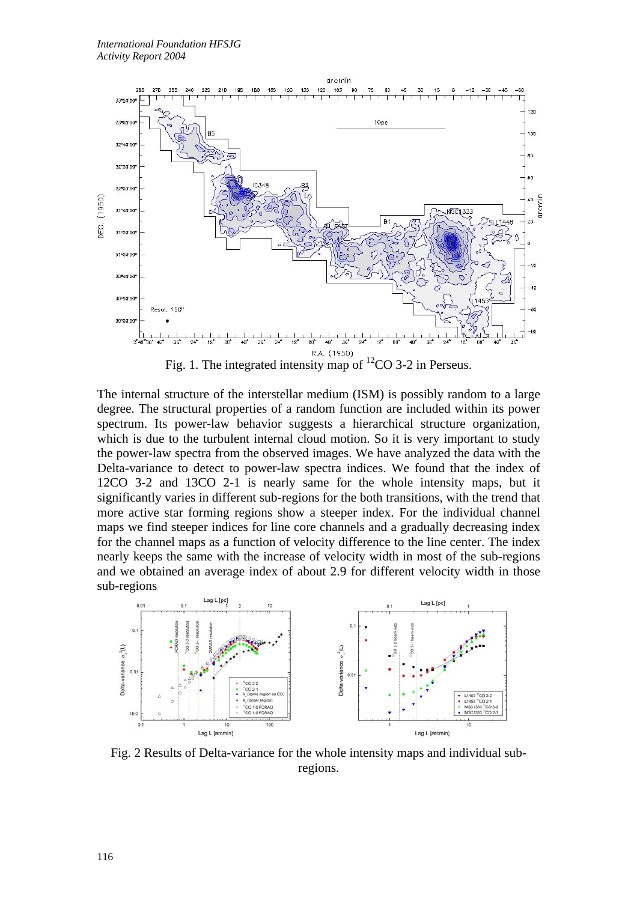Fig. 1. The integrated intensity map of $^{12}$CO 3-2 in Perseus.

The internal structure of the interstellar medium (ISM) is possibly random to a large degree. The structural properties of a random function are included within its power spectrum. Its power-law behavior suggests a hierarchical structure organization, which is due to the turbulent internal cloud motion. So it is very important to study the power-law spectra from the observed images. We have analyzed the data with the Delta-variance to detect to power-law spectra indices. We found that the index of 12CO 3-2 and 13CO 2-1 is nearly same for the whole intensity maps, but it significantly varies in different sub-regions for the both transitions, with the trend that more active star forming regions show a steeper index. For the individual channel maps we find steeper indices for line core channels and a gradually decreasing index for the channel maps as a function of velocity difference to the line center. The index nearly keeps the same with the increase of velocity width in most of the sub-regions and we obtained an average index of about 2.9 for different velocity width in those sub-regions

Fig. 2 Results of Delta-variance for the whole intensity maps and individual sub-regions.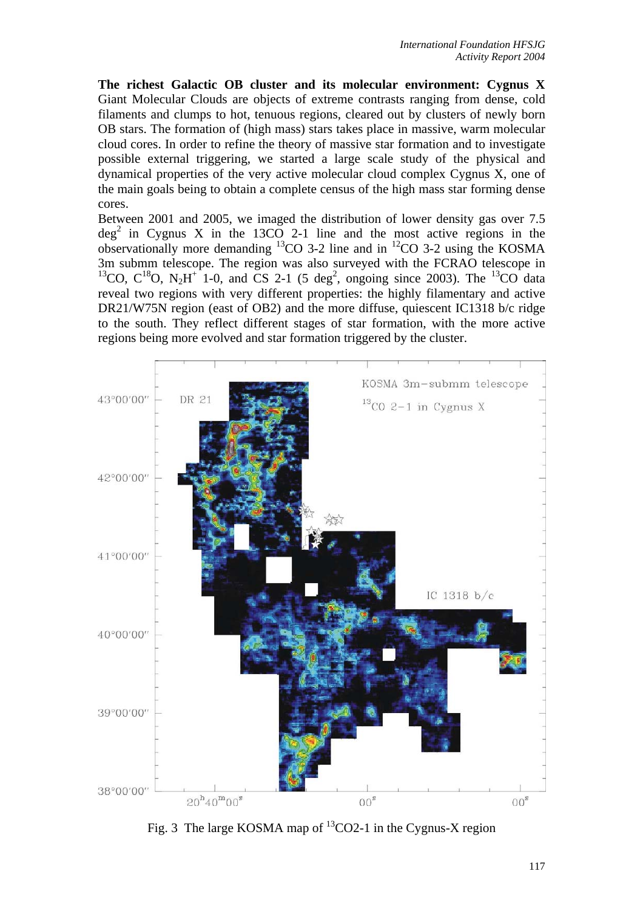**The richest Galactic OB cluster and its molecular environment: Cygnus X** Giant Molecular Clouds are objects of extreme contrasts ranging from dense, cold filaments and clumps to hot, tenuous regions, cleared out by clusters of newly born OB stars. The formation of (high mass) stars takes place in massive, warm molecular cloud cores. In order to refine the theory of massive star formation and to investigate possible external triggering, we started a large scale study of the physical and dynamical properties of the very active molecular cloud complex Cygnus X, one of the main goals being to obtain a complete census of the high mass star forming dense cores.

Between 2001 and 2005, we imaged the distribution of lower density gas over 7.5 $deg^2$ in Cygnus X in the 13CO 2-1 line and the most active regions in the observationally more demanding $^{13}CO$ 3-2 line and in $^{12}CO$ 3-2 using the KOSMA 3m submm telescope. The region was also surveyed with the FCRAO telescope in $^{13}CO$, $C^{18}O$, $N_2H^+$ 1-0, and CS 2-1 (5 $deg^2$, ongoing since 2003). The $^{13}CO$ data reveal two regions with very different properties: the highly filamentary and active DR21/W75N region (east of OB2) and the more diffuse, quiescent IC1318 b/c ridge to the south. They reflect different stages of star formation, with the more active regions being more evolved and star formation triggered by the cluster.

Fig. 3 The large KOSMA map of $^{13}CO2$-1 in the Cygnus-X region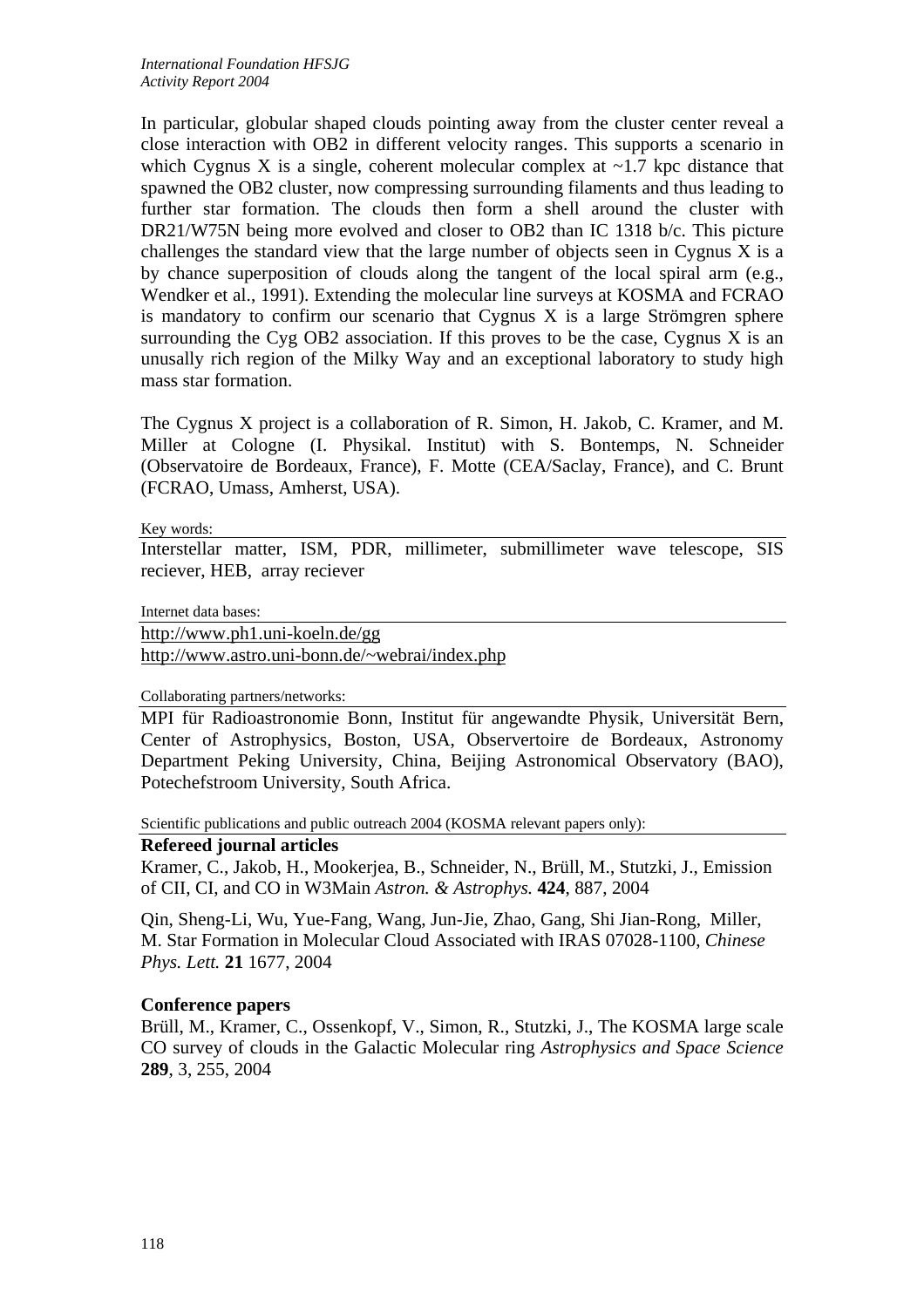In particular, globular shaped clouds pointing away from the cluster center reveal a close interaction with OB2 in different velocity ranges. This supports a scenario in which Cygnus X is a single, coherent molecular complex at ~1.7 kpc distance that spawned the OB2 cluster, now compressing surrounding filaments and thus leading to further star formation. The clouds then form a shell around the cluster with DR21/W75N being more evolved and closer to OB2 than IC 1318 b/c. This picture challenges the standard view that the large number of objects seen in Cygnus X is a by chance superposition of clouds along the tangent of the local spiral arm (e.g., Wendker et al., 1991). Extending the molecular line surveys at KOSMA and FCRAO is mandatory to confirm our scenario that Cygnus X is a large Strömgren sphere surrounding the Cyg OB2 association. If this proves to be the case, Cygnus X is an unusally rich region of the Milky Way and an exceptional laboratory to study high mass star formation.

The Cygnus X project is a collaboration of R. Simon, H. Jakob, C. Kramer, and M. Miller at Cologne (I. Physikal. Institut) with S. Bontemps, N. Schneider (Observatoire de Bordeaux, France), F. Motte (CEA/Saclay, France), and C. Brunt (FCRAO, Umass, Amherst, USA).

Key words:

Interstellar matter, ISM, PDR, millimeter, submillimeter wave telescope, SIS reciever, HEB, array reciever

Internet data bases:

http://www.ph1.uni-koeln.de/gg
http://www.astro.uni-bonn.de/~webrai/index.php

Collaborating partners/networks:

MPI für Radioastronomie Bonn, Institut für angewandte Physik, Universität Bern, Center of Astrophysics, Boston, USA, Observertoire de Bordeaux, Astronomy Department Peking University, China, Beijing Astronomical Observatory (BAO), Potechefstroom University, South Africa.

Scientific publications and public outreach 2004 (KOSMA relevant papers only):

**Refereed journal articles**

Kramer, C., Jakob, H., Mookerjea, B., Schneider, N., Brüll, M., Stutzki, J., Emission of CII, CI, and CO in W3Main *Astron. & Astrophys.* **424**, 887, 2004

Qin, Sheng-Li, Wu, Yue-Fang, Wang, Jun-Jie, Zhao, Gang, Shi Jian-Rong, Miller, M. Star Formation in Molecular Cloud Associated with IRAS 07028-1100, *Chinese Phys. Lett.* **21** 1677, 2004

**Conference papers**

Brüll, M., Kramer, C., Ossenkopf, V., Simon, R., Stutzki, J., The KOSMA large scale CO survey of clouds in the Galactic Molecular ring *Astrophysics and Space Science* **289**, 3, 255, 2004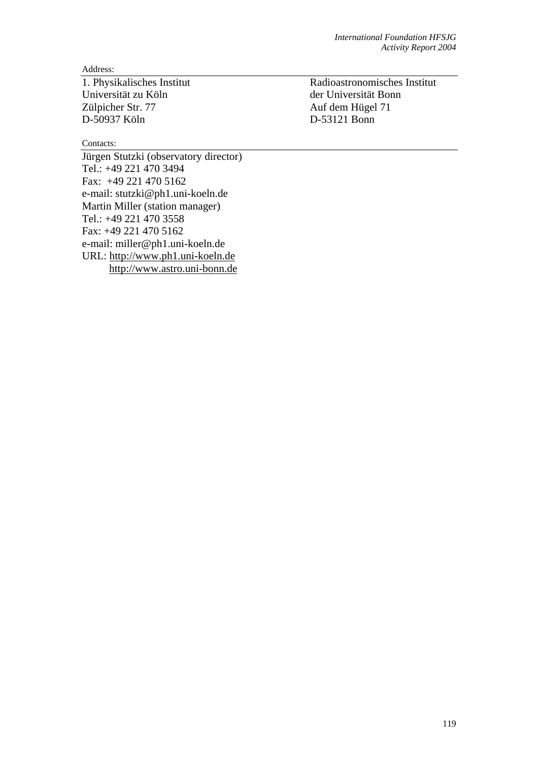Address:

1. Physikalisches Institut
Universität zu Köln
Zülpicher Str. 77
D-50937 Köln

Radioastronomisches Institut
der Universität Bonn
Auf dem Hügel 71
D-53121 Bonn

Contacts:

Jürgen Stutzki (observatory director)
Tel.: +49 221 470 3494
Fax: +49 221 470 5162
e-mail: stutzki@ph1.uni-koeln.de
Martin Miller (station manager)
Tel.: +49 221 470 3558
Fax: +49 221 470 5162
e-mail: miller@ph1.uni-koeln.de
URL: http://www.ph1.uni-koeln.de
http://www.astro.uni-bonn.de